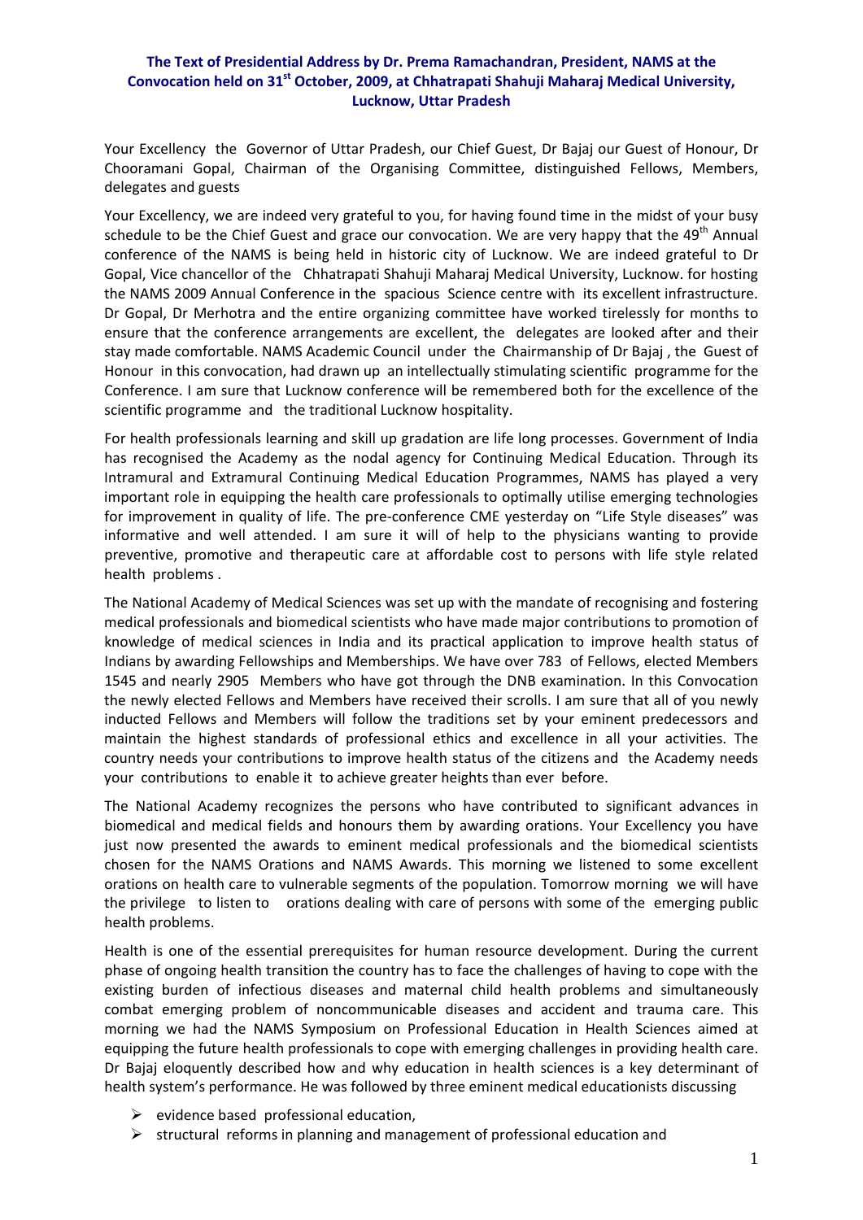# The Text of Presidential Address by Dr. Prema Ramachandran, President, NAMS at the Convocation held on 31st October, 2009, at Chhatrapati Shahuji Maharaj Medical University, Lucknow, Uttar Pradesh

Your Excellency the Governor of Uttar Pradesh, our Chief Guest, Dr Bajaj our Guest of Honour, Dr Chooramani Gopal, Chairman of the Organising Committee, distinguished Fellows, Members, delegates and guests

Your Excellency, we are indeed very grateful to you, for having found time in the midst of your busy schedule to be the Chief Guest and grace our convocation. We are very happy that the 49th Annual conference of the NAMS is being held in historic city of Lucknow. We are indeed grateful to Dr Gopal, Vice chancellor of the Chhatrapati Shahuji Maharaj Medical University, Lucknow. for hosting the NAMS 2009 Annual Conference in the spacious Science centre with its excellent infrastructure. Dr Gopal, Dr Merhotra and the entire organizing committee have worked tirelessly for months to ensure that the conference arrangements are excellent, the delegates are looked after and their stay made comfortable. NAMS Academic Council under the Chairmanship of Dr Bajaj , the Guest of Honour in this convocation, had drawn up an intellectually stimulating scientific programme for the Conference. I am sure that Lucknow conference will be remembered both for the excellence of the scientific programme and the traditional Lucknow hospitality.

For health professionals learning and skill up gradation are life long processes. Government of India has recognised the Academy as the nodal agency for Continuing Medical Education. Through its Intramural and Extramural Continuing Medical Education Programmes, NAMS has played a very important role in equipping the health care professionals to optimally utilise emerging technologies for improvement in quality of life. The pre-conference CME yesterday on "Life Style diseases" was informative and well attended. I am sure it will of help to the physicians wanting to provide preventive, promotive and therapeutic care at affordable cost to persons with life style related health problems .

The National Academy of Medical Sciences was set up with the mandate of recognising and fostering medical professionals and biomedical scientists who have made major contributions to promotion of knowledge of medical sciences in India and its practical application to improve health status of Indians by awarding Fellowships and Memberships. We have over 783 of Fellows, elected Members 1545 and nearly 2905 Members who have got through the DNB examination. In this Convocation the newly elected Fellows and Members have received their scrolls. I am sure that all of you newly inducted Fellows and Members will follow the traditions set by your eminent predecessors and maintain the highest standards of professional ethics and excellence in all your activities. The country needs your contributions to improve health status of the citizens and the Academy needs your contributions to enable it to achieve greater heights than ever before.

The National Academy recognizes the persons who have contributed to significant advances in biomedical and medical fields and honours them by awarding orations. Your Excellency you have just now presented the awards to eminent medical professionals and the biomedical scientists chosen for the NAMS Orations and NAMS Awards. This morning we listened to some excellent orations on health care to vulnerable segments of the population. Tomorrow morning we will have the privilege to listen to orations dealing with care of persons with some of the emerging public health problems.

Health is one of the essential prerequisites for human resource development. During the current phase of ongoing health transition the country has to face the challenges of having to cope with the existing burden of infectious diseases and maternal child health problems and simultaneously combat emerging problem of noncommunicable diseases and accident and trauma care. This morning we had the NAMS Symposium on Professional Education in Health Sciences aimed at equipping the future health professionals to cope with emerging challenges in providing health care. Dr Bajaj eloquently described how and why education in health sciences is a key determinant of health system's performance. He was followed by three eminent medical educationists discussing

- evidence based professional education,
- structural reforms in planning and management of professional education and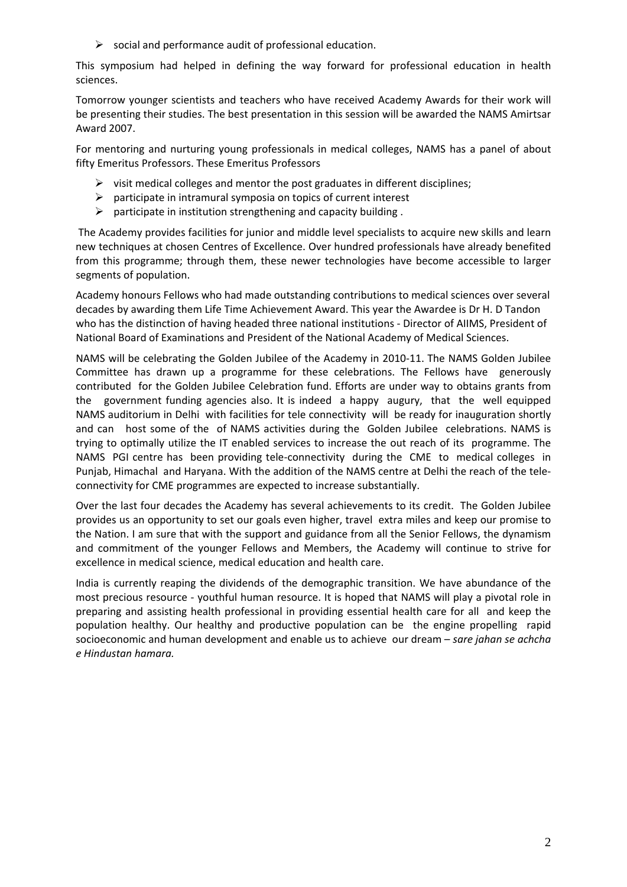- social and performance audit of professional education.

This symposium had helped in defining the way forward for professional education in health sciences.

Tomorrow younger scientists and teachers who have received Academy Awards for their work will be presenting their studies. The best presentation in this session will be awarded the NAMS Amirtsar Award 2007.

For mentoring and nurturing young professionals in medical colleges, NAMS has a panel of about fifty Emeritus Professors. These Emeritus Professors

- visit medical colleges and mentor the post graduates in different disciplines;
- participate in intramural symposia on topics of current interest
- participate in institution strengthening and capacity building .

The Academy provides facilities for junior and middle level specialists to acquire new skills and learn new techniques at chosen Centres of Excellence. Over hundred professionals have already benefited from this programme; through them, these newer technologies have become accessible to larger segments of population.

Academy honours Fellows who had made outstanding contributions to medical sciences over several decades by awarding them Life Time Achievement Award. This year the Awardee is Dr H. D Tandon who has the distinction of having headed three national institutions - Director of AIIMS, President of National Board of Examinations and President of the National Academy of Medical Sciences.

NAMS will be celebrating the Golden Jubilee of the Academy in 2010-11. The NAMS Golden Jubilee Committee has drawn up a programme for these celebrations. The Fellows have generously contributed for the Golden Jubilee Celebration fund. Efforts are under way to obtains grants from the government funding agencies also. It is indeed a happy augury, that the well equipped NAMS auditorium in Delhi with facilities for tele connectivity will be ready for inauguration shortly and can host some of the of NAMS activities during the Golden Jubilee celebrations. NAMS is trying to optimally utilize the IT enabled services to increase the out reach of its programme. The NAMS PGI centre has been providing tele-connectivity during the CME to medical colleges in Punjab, Himachal and Haryana. With the addition of the NAMS centre at Delhi the reach of the tele-connectivity for CME programmes are expected to increase substantially.

Over the last four decades the Academy has several achievements to its credit. The Golden Jubilee provides us an opportunity to set our goals even higher, travel extra miles and keep our promise to the Nation. I am sure that with the support and guidance from all the Senior Fellows, the dynamism and commitment of the younger Fellows and Members, the Academy will continue to strive for excellence in medical science, medical education and health care.

India is currently reaping the dividends of the demographic transition. We have abundance of the most precious resource - youthful human resource. It is hoped that NAMS will play a pivotal role in preparing and assisting health professional in providing essential health care for all and keep the population healthy. Our healthy and productive population can be the engine propelling rapid socioeconomic and human development and enable us to achieve our dream – *sare jahan se achcha e Hindustan hamara.*